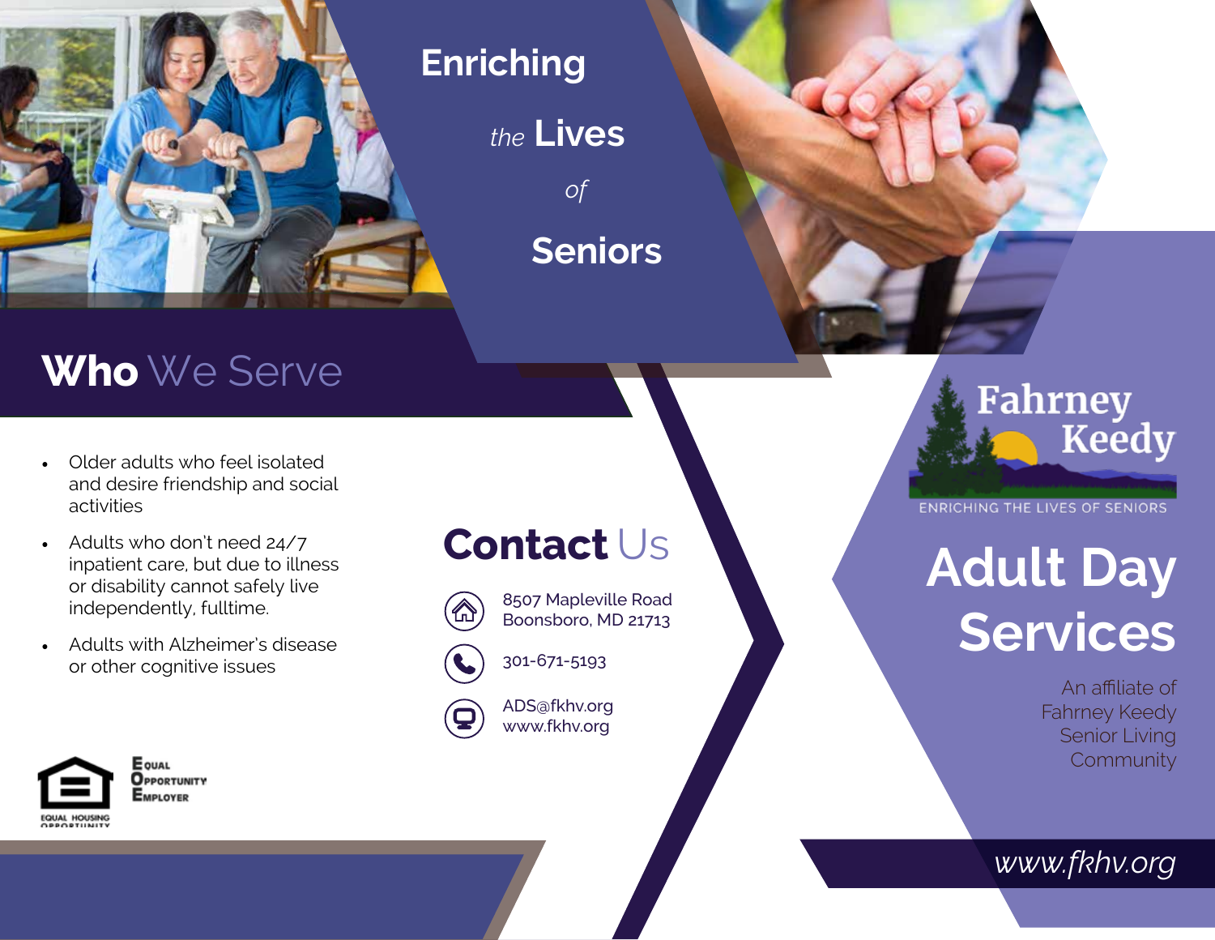# Enriching *the* Lives *of* Seniors

## Who We Serve

- Older adults who feel isolated and desire friendship and social activities
- Adults who don't need 24/7 inpatient care, but due to illness or disability cannot safely live independently, fulltime.
- Adults with Alzheimer's disease or other cognitive issues

EQUAL HOUSING OPPORTUNITY

EQUAL OPPORTUNITY EMPLOYER

## Contact Us

8507 Mapleville Road
Boonsboro, MD 21713

301-671-5193

ADS@fkhv.org
www.fkhv.org

Fahrney Keedy

ENRICHING THE LIVES OF SENIORS

# Adult Day Services

An affiliate of Fahrney Keedy Senior Living Community

*www.fkhv.org*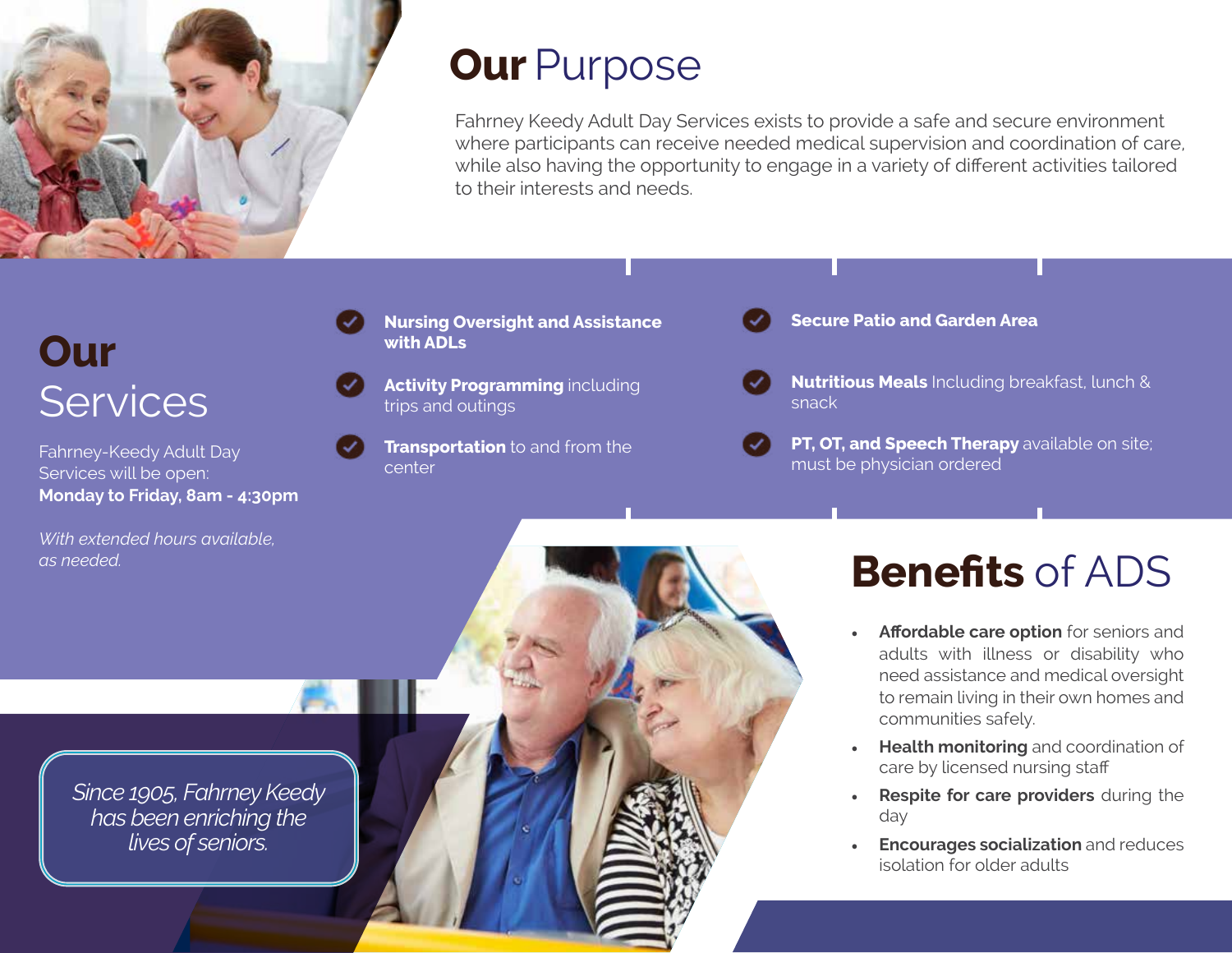# **Our** Purpose

Fahrney Keedy Adult Day Services exists to provide a safe and secure environment where participants can receive needed medical supervision and coordination of care, while also having the opportunity to engage in a variety of different activities tailored to their interests and needs.

# **Our** Services

Fahrney-Keedy Adult Day Services will be open:
**Monday to Friday, 8am - 4:30pm**

*With extended hours available, as needed.*

- **Nursing Oversight and Assistance with ADLs**
- **Activity Programming** including trips and outings
- **Transportation** to and from the center
- **Secure Patio and Garden Area**
- **Nutritious Meals** Including breakfast, lunch & snack
- **PT, OT, and Speech Therapy** available on site; must be physician ordered

*Since 1905, Fahrney Keedy has been enriching the lives of seniors.*

# **Benefits** of ADS

- **Affordable care option** for seniors and adults with illness or disability who need assistance and medical oversight to remain living in their own homes and communities safely.
- **Health monitoring** and coordination of care by licensed nursing staff
- **Respite for care providers** during the day
- **Encourages socialization** and reduces isolation for older adults